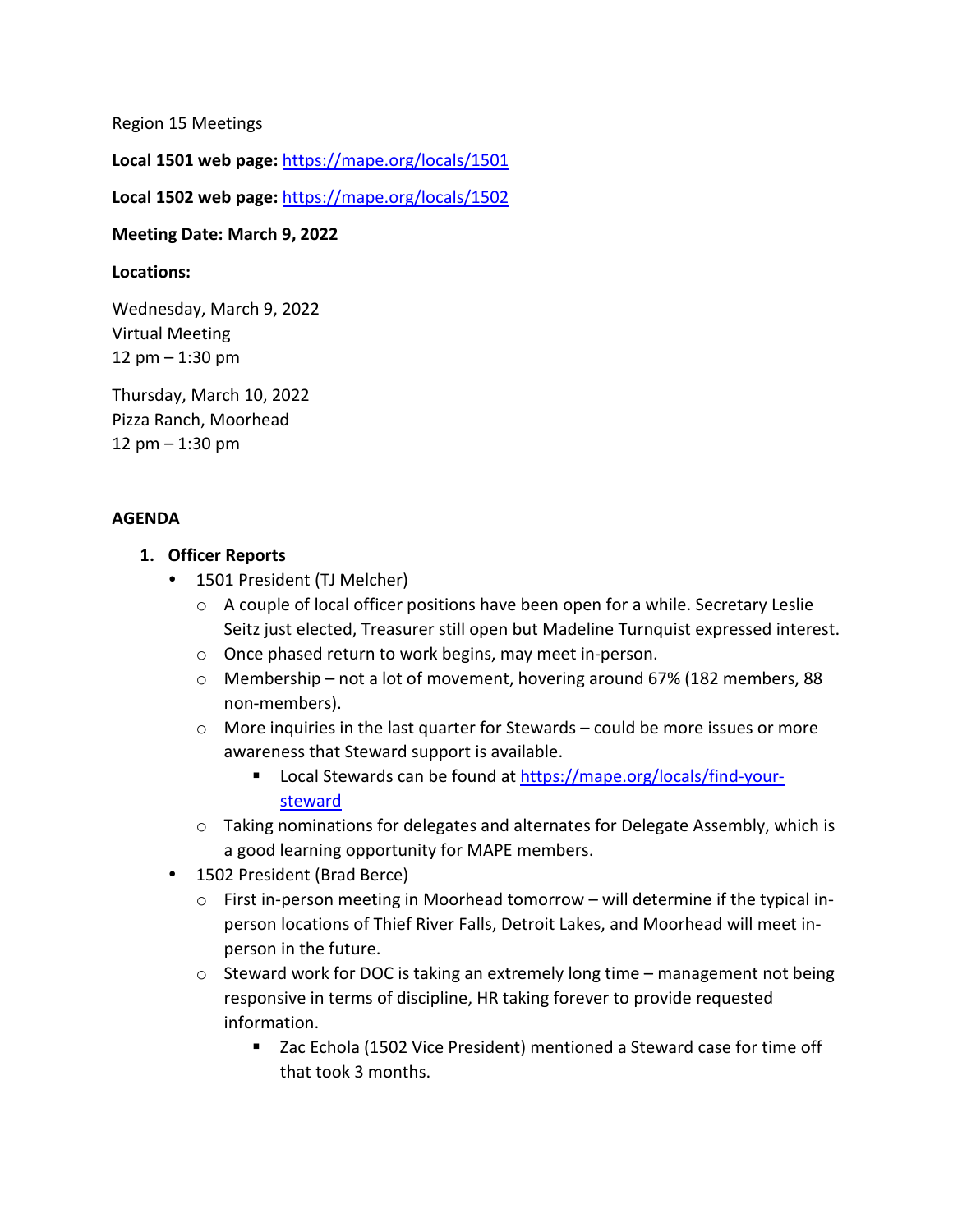Region 15 Meetings

**Local 1501 web page:** https://mape.org/locals/1501

**Local 1502 web page:** https://mape.org/locals/1502

**Meeting Date: March 9, 2022**

**Locations:**

Wednesday, March 9, 2022
Virtual Meeting
12 pm – 1:30 pm

Thursday, March 10, 2022
Pizza Ranch, Moorhead
12 pm – 1:30 pm

**AGENDA**

1. **Officer Reports**
   - 1501 President (TJ Melcher)
     - A couple of local officer positions have been open for a while. Secretary Leslie Seitz just elected, Treasurer still open but Madeline Turnquist expressed interest.
     - Once phased return to work begins, may meet in-person.
     - Membership – not a lot of movement, hovering around 67% (182 members, 88 non-members).
     - More inquiries in the last quarter for Stewards – could be more issues or more awareness that Steward support is available.
       - Local Stewards can be found at https://mape.org/locals/find-your-steward
     - Taking nominations for delegates and alternates for Delegate Assembly, which is a good learning opportunity for MAPE members.
   - 1502 President (Brad Berce)
     - First in-person meeting in Moorhead tomorrow – will determine if the typical in-person locations of Thief River Falls, Detroit Lakes, and Moorhead will meet in-person in the future.
     - Steward work for DOC is taking an extremely long time – management not being responsive in terms of discipline, HR taking forever to provide requested information.
       - Zac Echola (1502 Vice President) mentioned a Steward case for time off that took 3 months.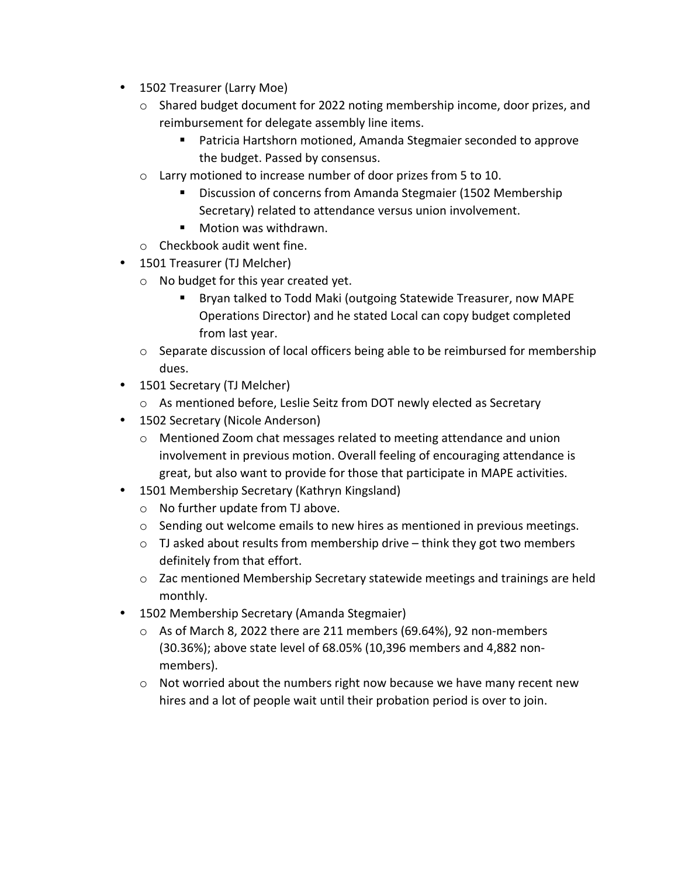- 1502 Treasurer (Larry Moe)
  - Shared budget document for 2022 noting membership income, door prizes, and reimbursement for delegate assembly line items.
    - Patricia Hartshorn motioned, Amanda Stegmaier seconded to approve the budget. Passed by consensus.
  - Larry motioned to increase number of door prizes from 5 to 10.
    - Discussion of concerns from Amanda Stegmaier (1502 Membership Secretary) related to attendance versus union involvement.
    - Motion was withdrawn.
  - Checkbook audit went fine.
- 1501 Treasurer (TJ Melcher)
  - No budget for this year created yet.
    - Bryan talked to Todd Maki (outgoing Statewide Treasurer, now MAPE Operations Director) and he stated Local can copy budget completed from last year.
  - Separate discussion of local officers being able to be reimbursed for membership dues.
- 1501 Secretary (TJ Melcher)
  - As mentioned before, Leslie Seitz from DOT newly elected as Secretary
- 1502 Secretary (Nicole Anderson)
  - Mentioned Zoom chat messages related to meeting attendance and union involvement in previous motion. Overall feeling of encouraging attendance is great, but also want to provide for those that participate in MAPE activities.
- 1501 Membership Secretary (Kathryn Kingsland)
  - No further update from TJ above.
  - Sending out welcome emails to new hires as mentioned in previous meetings.
  - TJ asked about results from membership drive – think they got two members definitely from that effort.
  - Zac mentioned Membership Secretary statewide meetings and trainings are held monthly.
- 1502 Membership Secretary (Amanda Stegmaier)
  - As of March 8, 2022 there are 211 members (69.64%), 92 non-members (30.36%); above state level of 68.05% (10,396 members and 4,882 non-members).
  - Not worried about the numbers right now because we have many recent new hires and a lot of people wait until their probation period is over to join.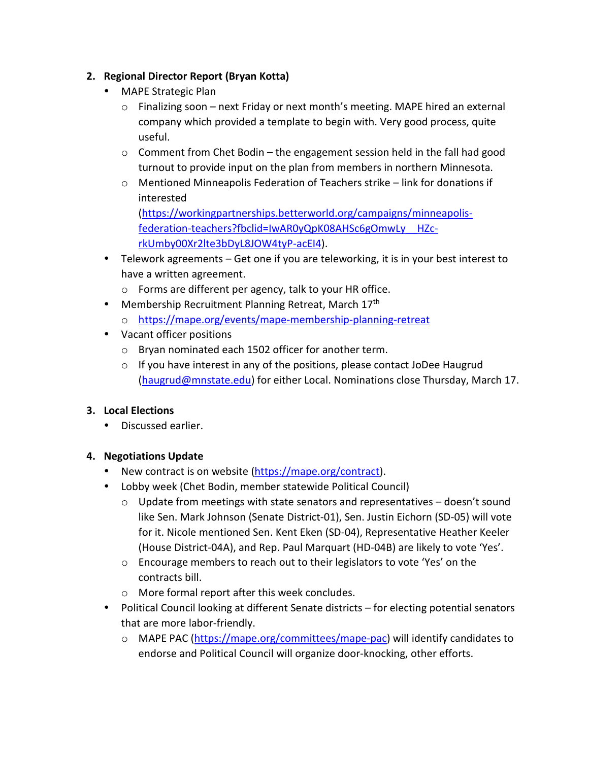2. **Regional Director Report (Bryan Kotta)**
   - MAPE Strategic Plan
     - Finalizing soon – next Friday or next month's meeting. MAPE hired an external company which provided a template to begin with. Very good process, quite useful.
     - Comment from Chet Bodin – the engagement session held in the fall had good turnout to provide input on the plan from members in northern Minnesota.
     - Mentioned Minneapolis Federation of Teachers strike – link for donations if interested (https://workingpartnerships.betterworld.org/campaigns/minneapolis-federation-teachers?fbclid=IwAR0yQpK08AHSc6gOmwLy__HZc-rkUmby00Xr2lte3bDyL8JOW4tyP-acEI4).
   - Telework agreements – Get one if you are teleworking, it is in your best interest to have a written agreement.
     - Forms are different per agency, talk to your HR office.
   - Membership Recruitment Planning Retreat, March 17th
     - https://mape.org/events/mape-membership-planning-retreat
   - Vacant officer positions
     - Bryan nominated each 1502 officer for another term.
     - If you have interest in any of the positions, please contact JoDee Haugrud (haugrud@mnstate.edu) for either Local. Nominations close Thursday, March 17.

3. **Local Elections**
   - Discussed earlier.

4. **Negotiations Update**
   - New contract is on website (https://mape.org/contract).
   - Lobby week (Chet Bodin, member statewide Political Council)
     - Update from meetings with state senators and representatives – doesn't sound like Sen. Mark Johnson (Senate District-01), Sen. Justin Eichorn (SD-05) will vote for it. Nicole mentioned Sen. Kent Eken (SD-04), Representative Heather Keeler (House District-04A), and Rep. Paul Marquart (HD-04B) are likely to vote 'Yes'.
     - Encourage members to reach out to their legislators to vote 'Yes' on the contracts bill.
     - More formal report after this week concludes.
   - Political Council looking at different Senate districts – for electing potential senators that are more labor-friendly.
     - MAPE PAC (https://mape.org/committees/mape-pac) will identify candidates to endorse and Political Council will organize door-knocking, other efforts.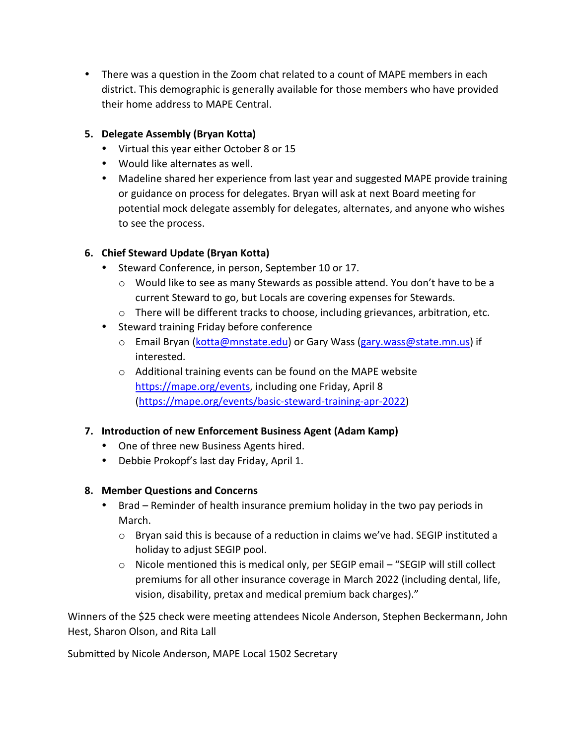- There was a question in the Zoom chat related to a count of MAPE members in each district. This demographic is generally available for those members who have provided their home address to MAPE Central.

5. **Delegate Assembly (Bryan Kotta)**
   - Virtual this year either October 8 or 15
   - Would like alternates as well.
   - Madeline shared her experience from last year and suggested MAPE provide training or guidance on process for delegates. Bryan will ask at next Board meeting for potential mock delegate assembly for delegates, alternates, and anyone who wishes to see the process.

6. **Chief Steward Update (Bryan Kotta)**
   - Steward Conference, in person, September 10 or 17.
     - Would like to see as many Stewards as possible attend. You don't have to be a current Steward to go, but Locals are covering expenses for Stewards.
     - There will be different tracks to choose, including grievances, arbitration, etc.
   - Steward training Friday before conference
     - Email Bryan (kotta@mnstate.edu) or Gary Wass (gary.wass@state.mn.us) if interested.
     - Additional training events can be found on the MAPE website https://mape.org/events, including one Friday, April 8 (https://mape.org/events/basic-steward-training-apr-2022)

7. **Introduction of new Enforcement Business Agent (Adam Kamp)**
   - One of three new Business Agents hired.
   - Debbie Prokopf's last day Friday, April 1.

8. **Member Questions and Concerns**
   - Brad – Reminder of health insurance premium holiday in the two pay periods in March.
     - Bryan said this is because of a reduction in claims we've had. SEGIP instituted a holiday to adjust SEGIP pool.
     - Nicole mentioned this is medical only, per SEGIP email – "SEGIP will still collect premiums for all other insurance coverage in March 2022 (including dental, life, vision, disability, pretax and medical premium back charges)."

Winners of the $25 check were meeting attendees Nicole Anderson, Stephen Beckermann, John Hest, Sharon Olson, and Rita Lall

Submitted by Nicole Anderson, MAPE Local 1502 Secretary